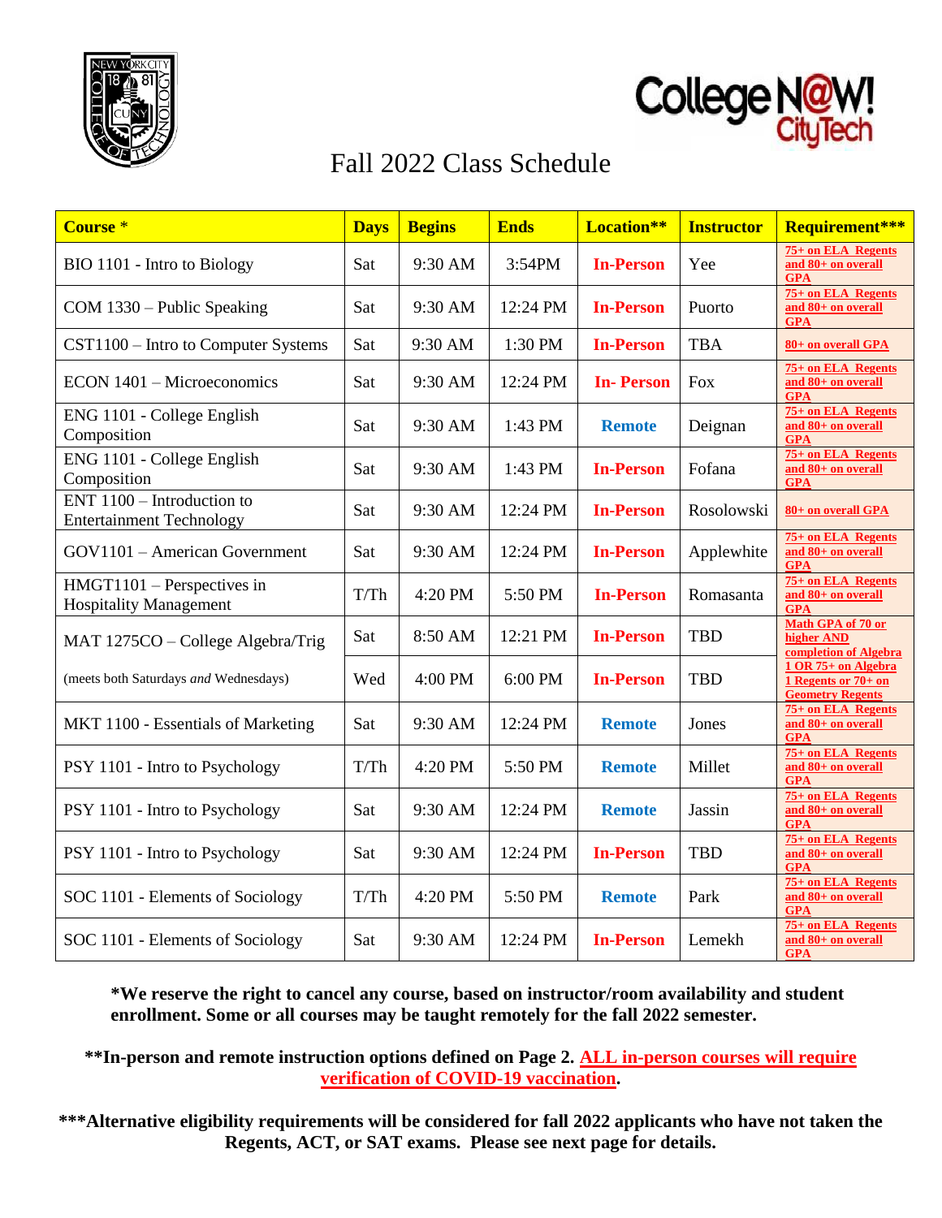# Fall 2022 Class Schedule

| Course * | Days | Begins | Ends | Location** | Instructor | Requirement*** |
|---|---|---|---|---|---|---|
| BIO 1101 - Intro to Biology | Sat | 9:30 AM | 3:54PM | **In-Person** | Yee | 75+ on ELA Regents and 80+ on overall GPA |
| COM 1330 – Public Speaking | Sat | 9:30 AM | 12:24 PM | **In-Person** | Puorto | 75+ on ELA Regents and 80+ on overall GPA |
| CST1100 – Intro to Computer Systems | Sat | 9:30 AM | 1:30 PM | **In-Person** | TBA | 80+ on overall GPA |
| ECON 1401 – Microeconomics | Sat | 9:30 AM | 12:24 PM | **In- Person** | Fox | 75+ on ELA Regents and 80+ on overall GPA |
| ENG 1101 - College English Composition | Sat | 9:30 AM | 1:43 PM | **Remote** | Deignan | 75+ on ELA Regents and 80+ on overall GPA |
| ENG 1101 - College English Composition | Sat | 9:30 AM | 1:43 PM | **In-Person** | Fofana | 75+ on ELA Regents and 80+ on overall GPA |
| ENT 1100 – Introduction to Entertainment Technology | Sat | 9:30 AM | 12:24 PM | **In-Person** | Rosolowski | 80+ on overall GPA |
| GOV1101 – American Government | Sat | 9:30 AM | 12:24 PM | **In-Person** | Applewhite | 75+ on ELA Regents and 80+ on overall GPA |
| HMGT1101 – Perspectives in Hospitality Management | T/Th | 4:20 PM | 5:50 PM | **In-Person** | Romasanta | 75+ on ELA Regents and 80+ on overall GPA |
| MAT 1275CO – College Algebra/Trig | Sat | 8:50 AM | 12:21 PM | **In-Person** | TBD | Math GPA of 70 or higher AND completion of Algebra 1 OR 75+ on Algebra 1 Regents or 70+ on Geometry Regents |
| (meets both Saturdays *and* Wednesdays) | Wed | 4:00 PM | 6:00 PM | **In-Person** | TBD | |
| MKT 1100 - Essentials of Marketing | Sat | 9:30 AM | 12:24 PM | **Remote** | Jones | 75+ on ELA Regents and 80+ on overall GPA |
| PSY 1101 - Intro to Psychology | T/Th | 4:20 PM | 5:50 PM | **Remote** | Millet | 75+ on ELA Regents and 80+ on overall GPA |
| PSY 1101 - Intro to Psychology | Sat | 9:30 AM | 12:24 PM | **Remote** | Jassin | 75+ on ELA Regents and 80+ on overall GPA |
| PSY 1101 - Intro to Psychology | Sat | 9:30 AM | 12:24 PM | **In-Person** | TBD | 75+ on ELA Regents and 80+ on overall GPA |
| SOC 1101 - Elements of Sociology | T/Th | 4:20 PM | 5:50 PM | **Remote** | Park | 75+ on ELA Regents and 80+ on overall GPA |
| SOC 1101 - Elements of Sociology | Sat | 9:30 AM | 12:24 PM | **In-Person** | Lemekh | 75+ on ELA Regents and 80+ on overall GPA |

**\*We reserve the right to cancel any course, based on instructor/room availability and student enrollment. Some or all courses may be taught remotely for the fall 2022 semester.**

**\*\*In-person and remote instruction options defined on Page 2. ALL in-person courses will require verification of COVID-19 vaccination.**

**\*\*\*Alternative eligibility requirements will be considered for fall 2022 applicants who have not taken the Regents, ACT, or SAT exams. Please see next page for details.**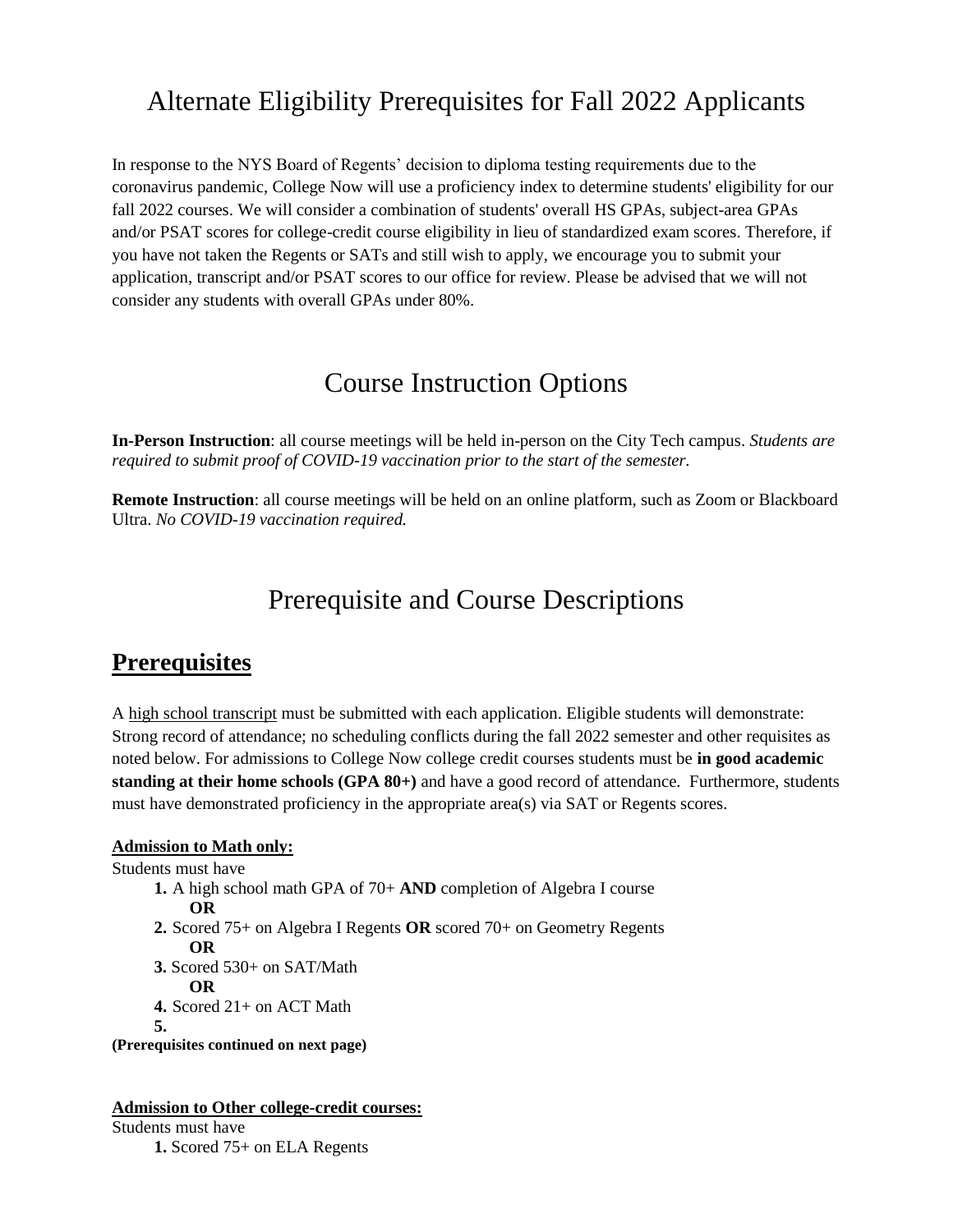# Alternate Eligibility Prerequisites for Fall 2022 Applicants

In response to the NYS Board of Regents' decision to diploma testing requirements due to the coronavirus pandemic, College Now will use a proficiency index to determine students' eligibility for our fall 2022 courses. We will consider a combination of students' overall HS GPAs, subject-area GPAs and/or PSAT scores for college-credit course eligibility in lieu of standardized exam scores. Therefore, if you have not taken the Regents or SATs and still wish to apply, we encourage you to submit your application, transcript and/or PSAT scores to our office for review. Please be advised that we will not consider any students with overall GPAs under 80%.

# Course Instruction Options

**In-Person Instruction**: all course meetings will be held in-person on the City Tech campus. *Students are required to submit proof of COVID-19 vaccination prior to the start of the semester.*

**Remote Instruction**: all course meetings will be held on an online platform, such as Zoom or Blackboard Ultra. *No COVID-19 vaccination required.*

# Prerequisite and Course Descriptions

## Prerequisites

A high school transcript must be submitted with each application. Eligible students will demonstrate: Strong record of attendance; no scheduling conflicts during the fall 2022 semester and other requisites as noted below. For admissions to College Now college credit courses students must be **in good academic standing at their home schools (GPA 80+)** and have a good record of attendance. Furthermore, students must have demonstrated proficiency in the appropriate area(s) via SAT or Regents scores.

**Admission to Math only:**

Students must have

1. A high school math GPA of 70+ **AND** completion of Algebra I course
   **OR**
2. Scored 75+ on Algebra I Regents **OR** scored 70+ on Geometry Regents
   **OR**
3. Scored 530+ on SAT/Math
   **OR**
4. Scored 21+ on ACT Math
5.

**(Prerequisites continued on next page)**

**Admission to Other college-credit courses:**

Students must have

1. Scored 75+ on ELA Regents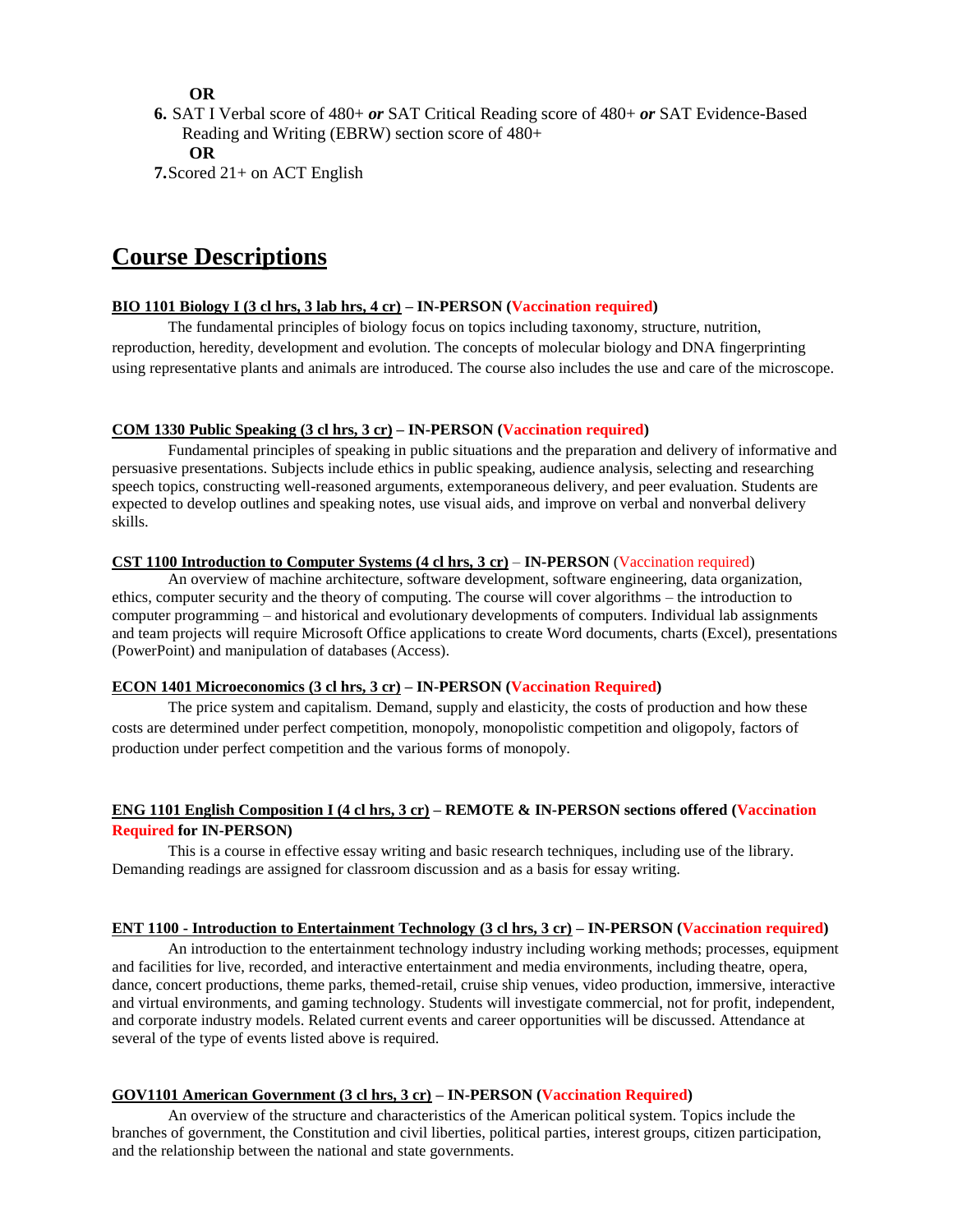**OR**

6. SAT I Verbal score of 480+ ***or*** SAT Critical Reading score of 480+ ***or*** SAT Evidence-Based Reading and Writing (EBRW) section score of 480+

   **OR**

7. Scored 21+ on ACT English

# Course Descriptions

**BIO 1101 Biology I (3 cl hrs, 3 lab hrs, 4 cr) – IN-PERSON (Vaccination required)**

The fundamental principles of biology focus on topics including taxonomy, structure, nutrition, reproduction, heredity, development and evolution. The concepts of molecular biology and DNA fingerprinting using representative plants and animals are introduced. The course also includes the use and care of the microscope.

**COM 1330 Public Speaking (3 cl hrs, 3 cr) – IN-PERSON (Vaccination required)**

Fundamental principles of speaking in public situations and the preparation and delivery of informative and persuasive presentations. Subjects include ethics in public speaking, audience analysis, selecting and researching speech topics, constructing well-reasoned arguments, extemporaneous delivery, and peer evaluation. Students are expected to develop outlines and speaking notes, use visual aids, and improve on verbal and nonverbal delivery skills.

**CST 1100 Introduction to Computer Systems (4 cl hrs, 3 cr) – IN-PERSON** (Vaccination required)

An overview of machine architecture, software development, software engineering, data organization, ethics, computer security and the theory of computing. The course will cover algorithms – the introduction to computer programming – and historical and evolutionary developments of computers. Individual lab assignments and team projects will require Microsoft Office applications to create Word documents, charts (Excel), presentations (PowerPoint) and manipulation of databases (Access).

**ECON 1401 Microeconomics (3 cl hrs, 3 cr) – IN-PERSON (Vaccination Required)**

The price system and capitalism. Demand, supply and elasticity, the costs of production and how these costs are determined under perfect competition, monopoly, monopolistic competition and oligopoly, factors of production under perfect competition and the various forms of monopoly.

**ENG 1101 English Composition I (4 cl hrs, 3 cr) – REMOTE & IN-PERSON sections offered (Vaccination Required for IN-PERSON)**

This is a course in effective essay writing and basic research techniques, including use of the library. Demanding readings are assigned for classroom discussion and as a basis for essay writing.

**ENT 1100 - Introduction to Entertainment Technology (3 cl hrs, 3 cr) – IN-PERSON (Vaccination required)**

An introduction to the entertainment technology industry including working methods; processes, equipment and facilities for live, recorded, and interactive entertainment and media environments, including theatre, opera, dance, concert productions, theme parks, themed-retail, cruise ship venues, video production, immersive, interactive and virtual environments, and gaming technology. Students will investigate commercial, not for profit, independent, and corporate industry models. Related current events and career opportunities will be discussed. Attendance at several of the type of events listed above is required.

**GOV1101 American Government (3 cl hrs, 3 cr) – IN-PERSON (Vaccination Required)**

An overview of the structure and characteristics of the American political system. Topics include the branches of government, the Constitution and civil liberties, political parties, interest groups, citizen participation, and the relationship between the national and state governments.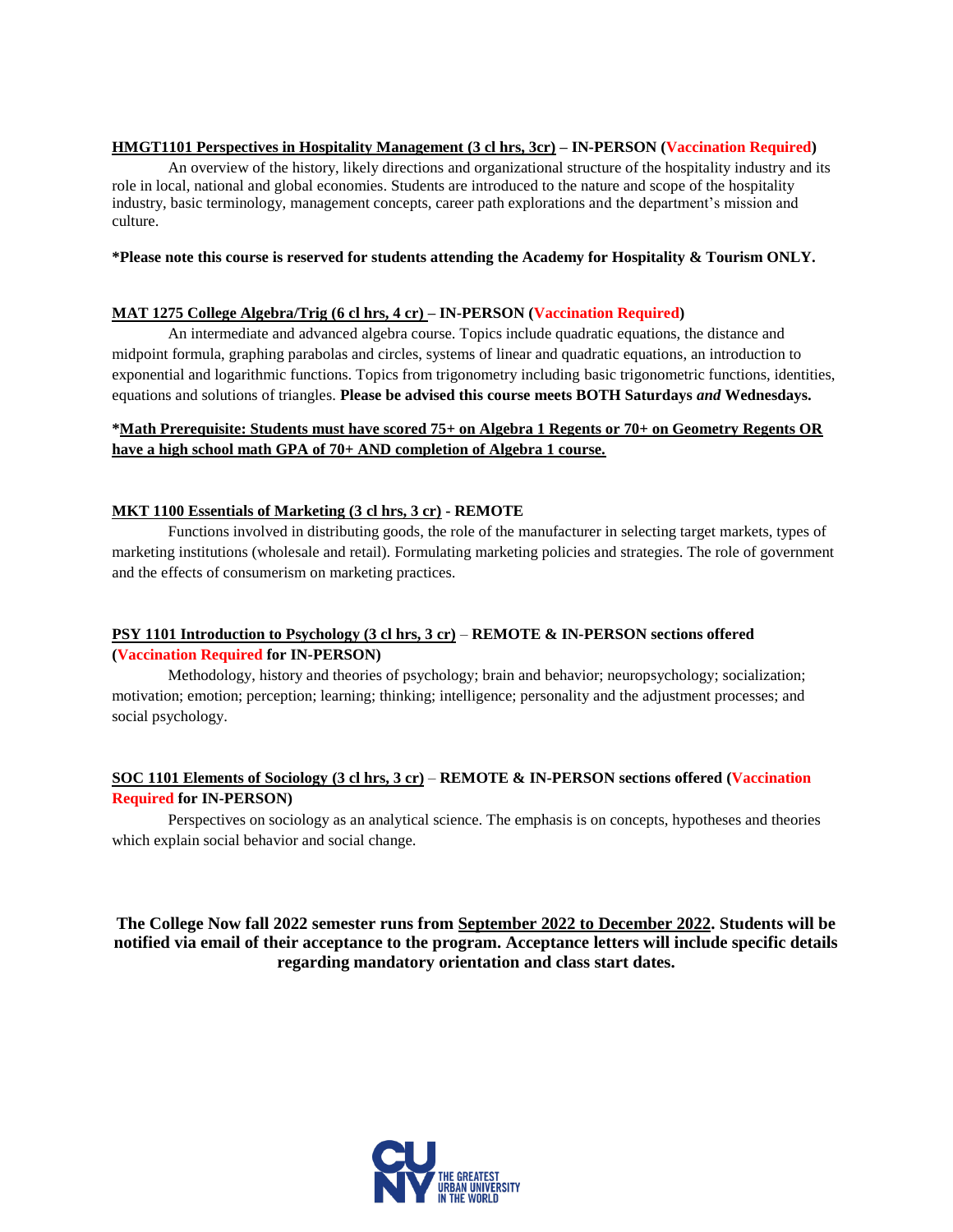**<u>HMGT1101 Perspectives in Hospitality Management (3 cl hrs, 3cr)</u> – IN-PERSON (Vaccination Required)**

An overview of the history, likely directions and organizational structure of the hospitality industry and its role in local, national and global economies. Students are introduced to the nature and scope of the hospitality industry, basic terminology, management concepts, career path explorations and the department's mission and culture.

**\*Please note this course is reserved for students attending the Academy for Hospitality & Tourism ONLY.**

**<u>MAT 1275 College Algebra/Trig (6 cl hrs, 4 cr)</u> – IN-PERSON (Vaccination Required)**

An intermediate and advanced algebra course. Topics include quadratic equations, the distance and midpoint formula, graphing parabolas and circles, systems of linear and quadratic equations, an introduction to exponential and logarithmic functions. Topics from trigonometry including basic trigonometric functions, identities, equations and solutions of triangles. **Please be advised this course meets BOTH Saturdays *and* Wednesdays.**

**\*<u>Math Prerequisite: Students must have scored 75+ on Algebra 1 Regents or 70+ on Geometry Regents OR have a high school math GPA of 70+ AND completion of Algebra 1 course.</u>**

**<u>MKT 1100 Essentials of Marketing (3 cl hrs, 3 cr)</u> - REMOTE**

Functions involved in distributing goods, the role of the manufacturer in selecting target markets, types of marketing institutions (wholesale and retail). Formulating marketing policies and strategies. The role of government and the effects of consumerism on marketing practices.

**<u>PSY 1101 Introduction to Psychology (3 cl hrs, 3 cr)</u> – REMOTE & IN-PERSON sections offered (Vaccination Required for IN-PERSON)**

Methodology, history and theories of psychology; brain and behavior; neuropsychology; socialization; motivation; emotion; perception; learning; thinking; intelligence; personality and the adjustment processes; and social psychology.

**<u>SOC 1101 Elements of Sociology (3 cl hrs, 3 cr)</u> – REMOTE & IN-PERSON sections offered (Vaccination Required for IN-PERSON)**

Perspectives on sociology as an analytical science. The emphasis is on concepts, hypotheses and theories which explain social behavior and social change.

**The College Now fall 2022 semester runs from <u>September 2022 to December 2022</u>. Students will be notified via email of their acceptance to the program. Acceptance letters will include specific details regarding mandatory orientation and class start dates.**

CUNY THE GREATEST URBAN UNIVERSITY IN THE WORLD